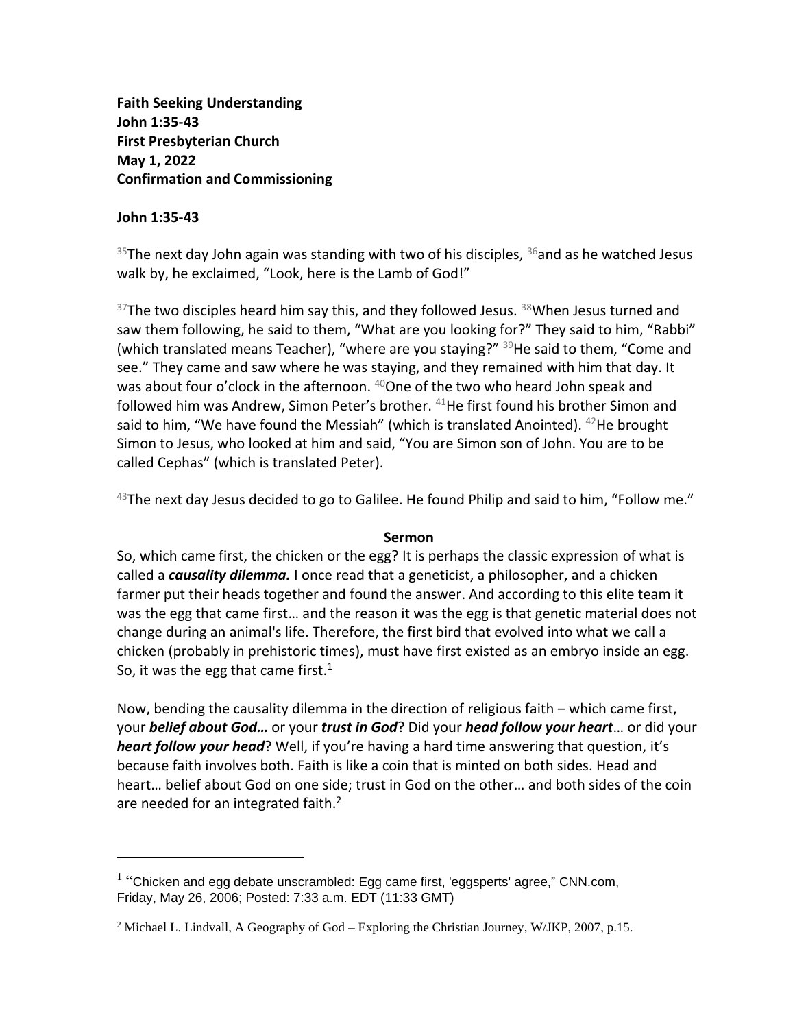**Faith Seeking Understanding**
**John 1:35-43**
**First Presbyterian Church**
**May 1, 2022**
**Confirmation and Commissioning**

**John 1:35-43**

35The next day John again was standing with two of his disciples, 36and as he watched Jesus walk by, he exclaimed, "Look, here is the Lamb of God!"

37The two disciples heard him say this, and they followed Jesus. 38When Jesus turned and saw them following, he said to them, "What are you looking for?" They said to him, "Rabbi" (which translated means Teacher), "where are you staying?" 39He said to them, "Come and see." They came and saw where he was staying, and they remained with him that day. It was about four o'clock in the afternoon. 40One of the two who heard John speak and followed him was Andrew, Simon Peter's brother. 41He first found his brother Simon and said to him, "We have found the Messiah" (which is translated Anointed). 42He brought Simon to Jesus, who looked at him and said, "You are Simon son of John. You are to be called Cephas" (which is translated Peter).

43The next day Jesus decided to go to Galilee. He found Philip and said to him, "Follow me."

**Sermon**

So, which came first, the chicken or the egg? It is perhaps the classic expression of what is called a ***causality dilemma.*** I once read that a geneticist, a philosopher, and a chicken farmer put their heads together and found the answer. And according to this elite team it was the egg that came first… and the reason it was the egg is that genetic material does not change during an animal's life. Therefore, the first bird that evolved into what we call a chicken (probably in prehistoric times), must have first existed as an embryo inside an egg. So, it was the egg that came first.[1]

Now, bending the causality dilemma in the direction of religious faith – which came first, your ***belief about God…*** or your ***trust in God***? Did your ***head follow your heart***… or did your ***heart follow your head***? Well, if you're having a hard time answering that question, it's because faith involves both. Faith is like a coin that is minted on both sides. Head and heart… belief about God on one side; trust in God on the other… and both sides of the coin are needed for an integrated faith.[2]

---

[1] "Chicken and egg debate unscrambled: Egg came first, 'eggsperts' agree," CNN.com, Friday, May 26, 2006; Posted: 7:33 a.m. EDT (11:33 GMT)

[2] Michael L. Lindvall, A Geography of God – Exploring the Christian Journey, W/JKP, 2007, p.15.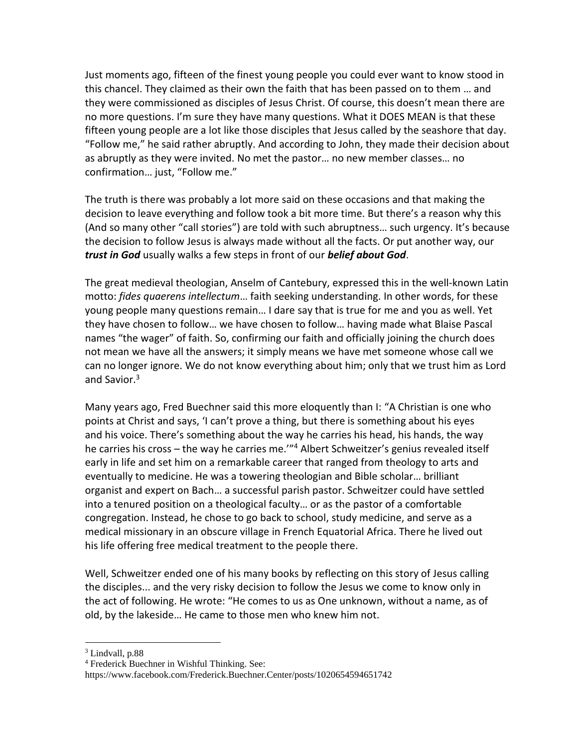Just moments ago, fifteen of the finest young people you could ever want to know stood in this chancel. They claimed as their own the faith that has been passed on to them … and they were commissioned as disciples of Jesus Christ. Of course, this doesn't mean there are no more questions. I'm sure they have many questions. What it DOES MEAN is that these fifteen young people are a lot like those disciples that Jesus called by the seashore that day. "Follow me," he said rather abruptly. And according to John, they made their decision about as abruptly as they were invited. No met the pastor… no new member classes… no confirmation… just, "Follow me."

The truth is there was probably a lot more said on these occasions and that making the decision to leave everything and follow took a bit more time. But there's a reason why this (And so many other "call stories") are told with such abruptness… such urgency. It's because the decision to follow Jesus is always made without all the facts. Or put another way, our ***trust in God*** usually walks a few steps in front of our ***belief about God***.

The great medieval theologian, Anselm of Cantebury, expressed this in the well-known Latin motto: *fides quaerens intellectum*… faith seeking understanding. In other words, for these young people many questions remain… I dare say that is true for me and you as well. Yet they have chosen to follow… we have chosen to follow… having made what Blaise Pascal names "the wager" of faith. So, confirming our faith and officially joining the church does not mean we have all the answers; it simply means we have met someone whose call we can no longer ignore. We do not know everything about him; only that we trust him as Lord and Savior.[3]

Many years ago, Fred Buechner said this more eloquently than I: "A Christian is one who points at Christ and says, 'I can't prove a thing, but there is something about his eyes and his voice. There's something about the way he carries his head, his hands, the way he carries his cross – the way he carries me.'"[4] Albert Schweitzer's genius revealed itself early in life and set him on a remarkable career that ranged from theology to arts and eventually to medicine. He was a towering theologian and Bible scholar… brilliant organist and expert on Bach… a successful parish pastor. Schweitzer could have settled into a tenured position on a theological faculty… or as the pastor of a comfortable congregation. Instead, he chose to go back to school, study medicine, and serve as a medical missionary in an obscure village in French Equatorial Africa. There he lived out his life offering free medical treatment to the people there.

Well, Schweitzer ended one of his many books by reflecting on this story of Jesus calling the disciples... and the very risky decision to follow the Jesus we come to know only in the act of following. He wrote: "He comes to us as One unknown, without a name, as of old, by the lakeside… He came to those men who knew him not.

---

[3] Lindvall, p.88

[4] Frederick Buechner in Wishful Thinking. See: https://www.facebook.com/Frederick.Buechner.Center/posts/1020654594651742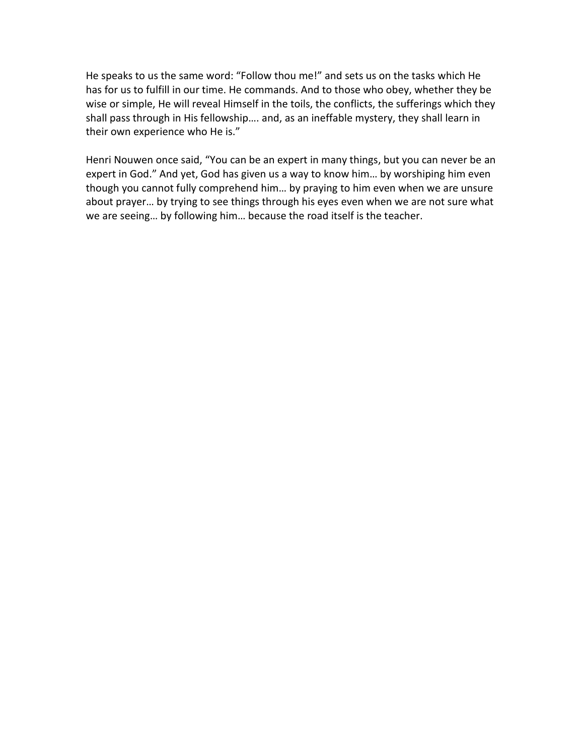He speaks to us the same word: "Follow thou me!" and sets us on the tasks which He has for us to fulfill in our time. He commands. And to those who obey, whether they be wise or simple, He will reveal Himself in the toils, the conflicts, the sufferings which they shall pass through in His fellowship…. and, as an ineffable mystery, they shall learn in their own experience who He is."

Henri Nouwen once said, "You can be an expert in many things, but you can never be an expert in God." And yet, God has given us a way to know him… by worshiping him even though you cannot fully comprehend him… by praying to him even when we are unsure about prayer… by trying to see things through his eyes even when we are not sure what we are seeing… by following him… because the road itself is the teacher.